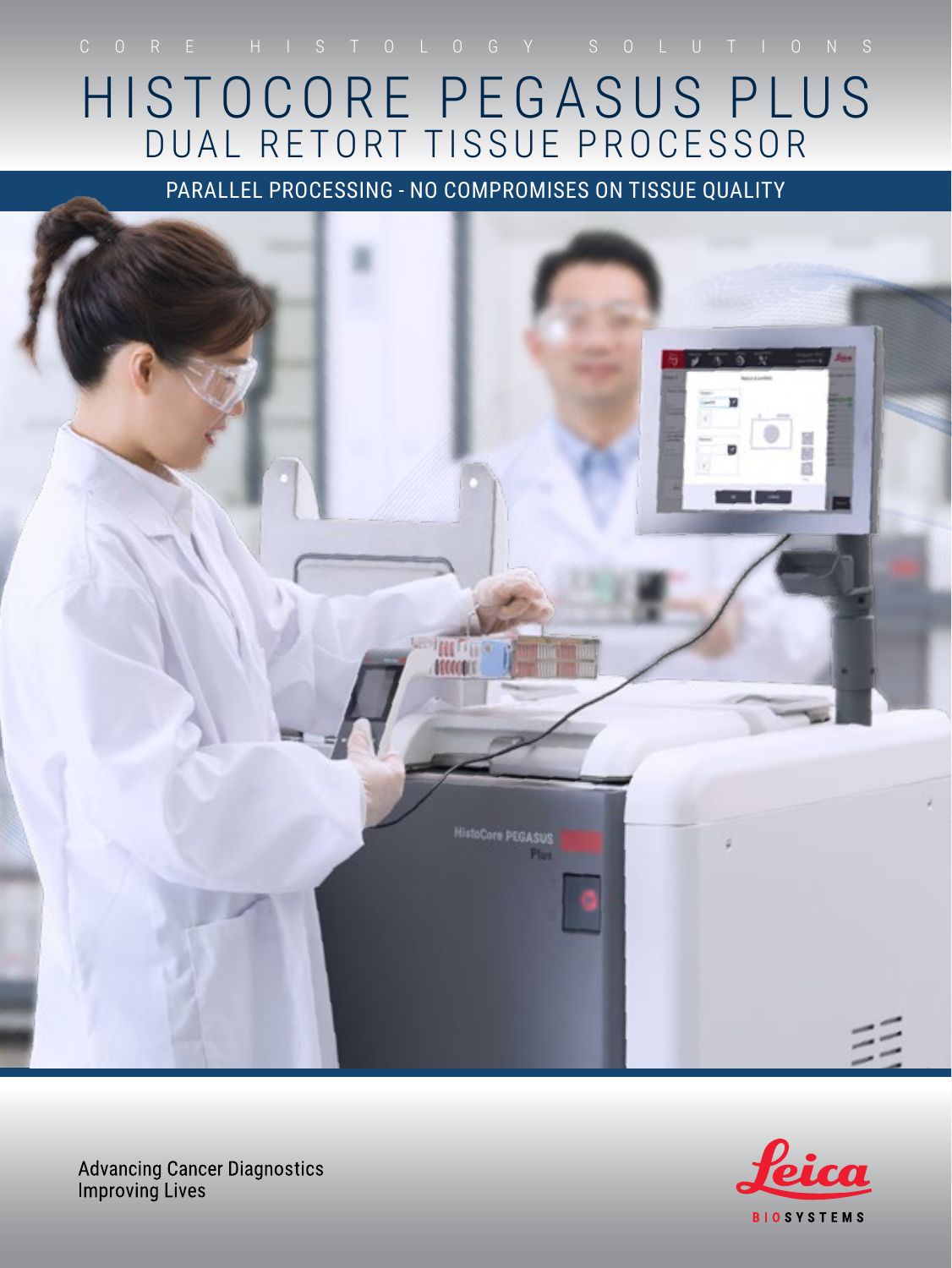CORE HISTOLOGY SOLUTIONS

# HISTOCORE PEGASUS PLUS

## DUAL RETORT TISSUE PROCESSOR

PARALLEL PROCESSING - NO COMPROMISES ON TISSUE QUALITY

Advancing Cancer Diagnostics
Improving Lives

Leica BIOSYSTEMS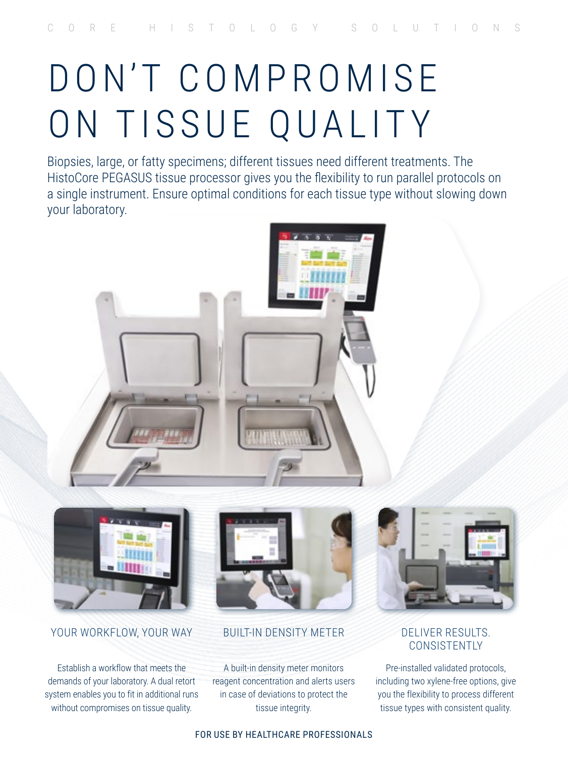CORE HISTOLOGY SOLUTIONS

# DON'T COMPROMISE ON TISSUE QUALITY

Biopsies, large, or fatty specimens; different tissues need different treatments. The HistoCore PEGASUS tissue processor gives you the flexibility to run parallel protocols on a single instrument. Ensure optimal conditions for each tissue type without slowing down your laboratory.

### YOUR WORKFLOW, YOUR WAY

Establish a workflow that meets the demands of your laboratory. A dual retort system enables you to fit in additional runs without compromises on tissue quality.

### BUILT-IN DENSITY METER

A built-in density meter monitors reagent concentration and alerts users in case of deviations to protect the tissue integrity.

### DELIVER RESULTS. CONSISTENTLY

Pre-installed validated protocols, including two xylene-free options, give you the flexibility to process different tissue types with consistent quality.

FOR USE BY HEALTHCARE PROFESSIONALS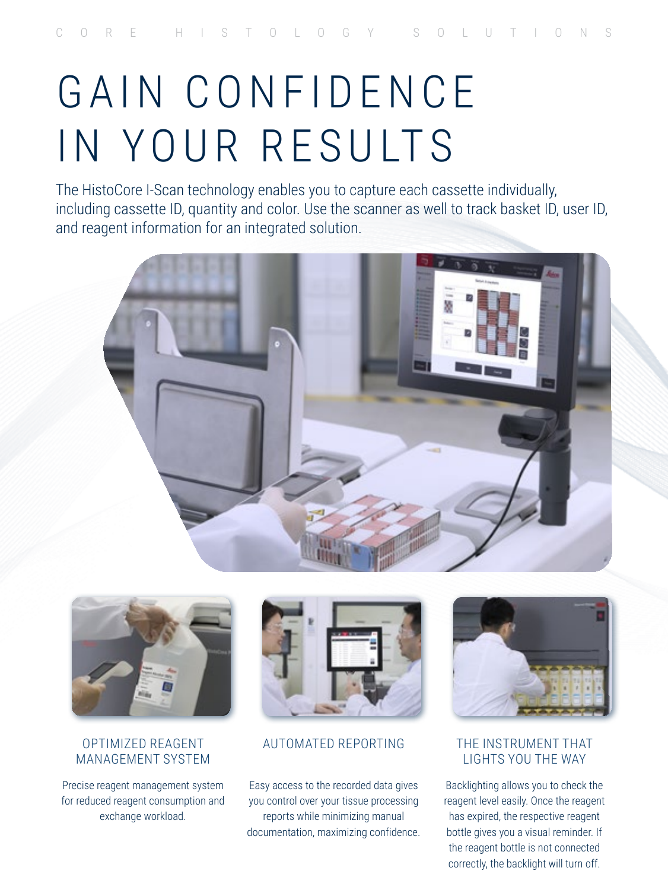# GAIN CONFIDENCE IN YOUR RESULTS

The HistoCore I-Scan technology enables you to capture each cassette individually, including cassette ID, quantity and color. Use the scanner as well to track basket ID, user ID, and reagent information for an integrated solution.

### OPTIMIZED REAGENT MANAGEMENT SYSTEM

Precise reagent management system for reduced reagent consumption and exchange workload.

### AUTOMATED REPORTING

Easy access to the recorded data gives you control over your tissue processing reports while minimizing manual documentation, maximizing confidence.

### THE INSTRUMENT THAT LIGHTS YOU THE WAY

Backlighting allows you to check the reagent level easily. Once the reagent has expired, the respective reagent bottle gives you a visual reminder. If the reagent bottle is not connected correctly, the backlight will turn off.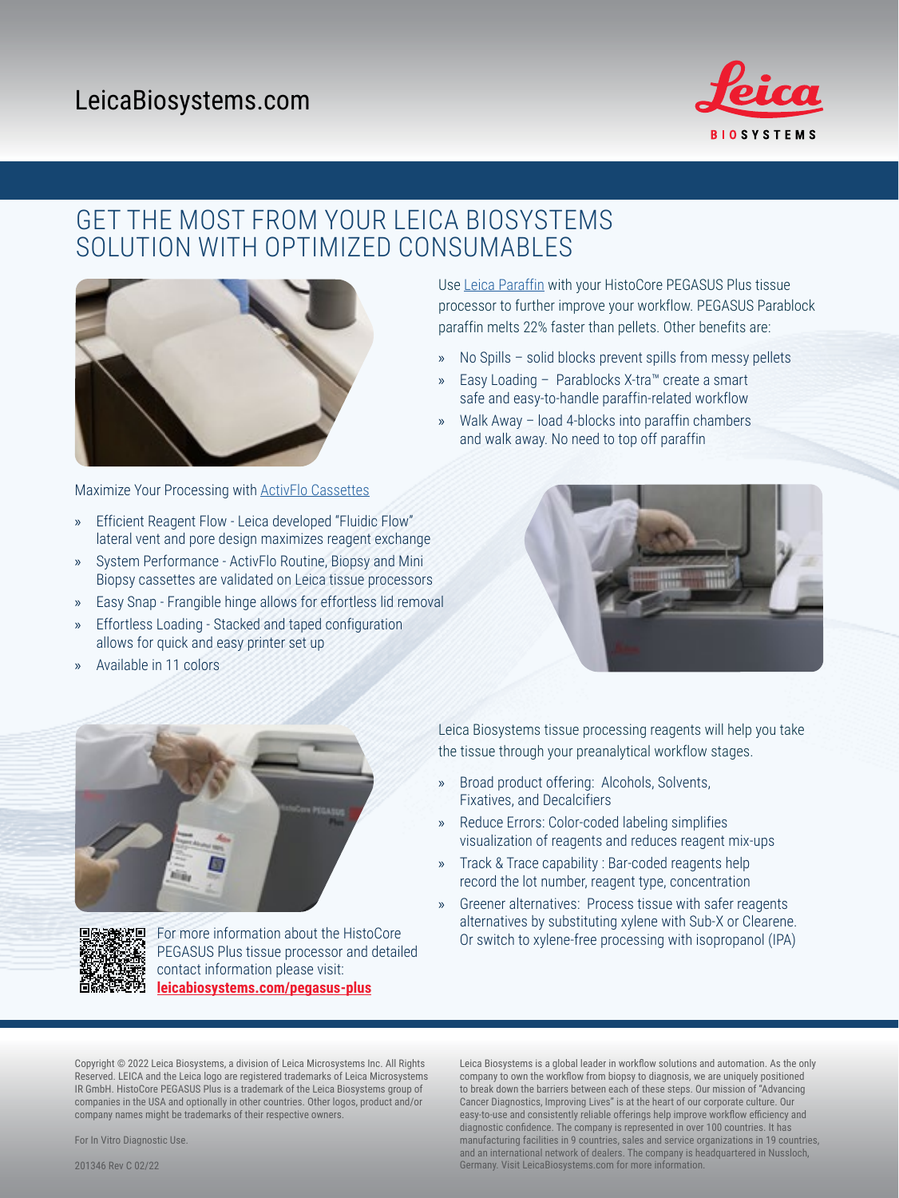LeicaBiosystems.com

# GET THE MOST FROM YOUR LEICA BIOSYSTEMS SOLUTION WITH OPTIMIZED CONSUMABLES

Use Leica Paraffin with your HistoCore PEGASUS Plus tissue processor to further improve your workflow. PEGASUS Parablock paraffin melts 22% faster than pellets. Other benefits are:

- No Spills – solid blocks prevent spills from messy pellets
- Easy Loading – Parablocks X-tra™ create a smart safe and easy-to-handle paraffin-related workflow
- Walk Away – load 4-blocks into paraffin chambers and walk away. No need to top off paraffin

Maximize Your Processing with ActivFlo Cassettes

- Efficient Reagent Flow - Leica developed "Fluidic Flow" lateral vent and pore design maximizes reagent exchange
- System Performance - ActivFlo Routine, Biopsy and Mini Biopsy cassettes are validated on Leica tissue processors
- Easy Snap - Frangible hinge allows for effortless lid removal
- Effortless Loading - Stacked and taped configuration allows for quick and easy printer set up
- Available in 11 colors

Leica Biosystems tissue processing reagents will help you take the tissue through your preanalytical workflow stages.

- Broad product offering: Alcohols, Solvents, Fixatives, and Decalcifiers
- Reduce Errors: Color-coded labeling simplifies visualization of reagents and reduces reagent mix-ups
- Track & Trace capability : Bar-coded reagents help record the lot number, reagent type, concentration
- Greener alternatives: Process tissue with safer reagents alternatives by substituting xylene with Sub-X or Clearene. Or switch to xylene-free processing with isopropanol (IPA)

For more information about the HistoCore PEGASUS Plus tissue processor and detailed contact information please visit:
**leicabiosystems.com/pegasus-plus**

Copyright © 2022 Leica Biosystems, a division of Leica Microsystems Inc. All Rights Reserved. LEICA and the Leica logo are registered trademarks of Leica Microsystems IR GmbH. HistoCore PEGASUS Plus is a trademark of the Leica Biosystems group of companies in the USA and optionally in other countries. Other logos, product and/or company names might be trademarks of their respective owners.

For In Vitro Diagnostic Use.

201346 Rev C 02/22

Leica Biosystems is a global leader in workflow solutions and automation. As the only company to own the workflow from biopsy to diagnosis, we are uniquely positioned to break down the barriers between each of these steps. Our mission of "Advancing Cancer Diagnostics, Improving Lives" is at the heart of our corporate culture. Our easy-to-use and consistently reliable offerings help improve workflow efficiency and diagnostic confidence. The company is represented in over 100 countries. It has manufacturing facilities in 9 countries, sales and service organizations in 19 countries, and an international network of dealers. The company is headquartered in Nussloch, Germany. Visit LeicaBiosystems.com for more information.